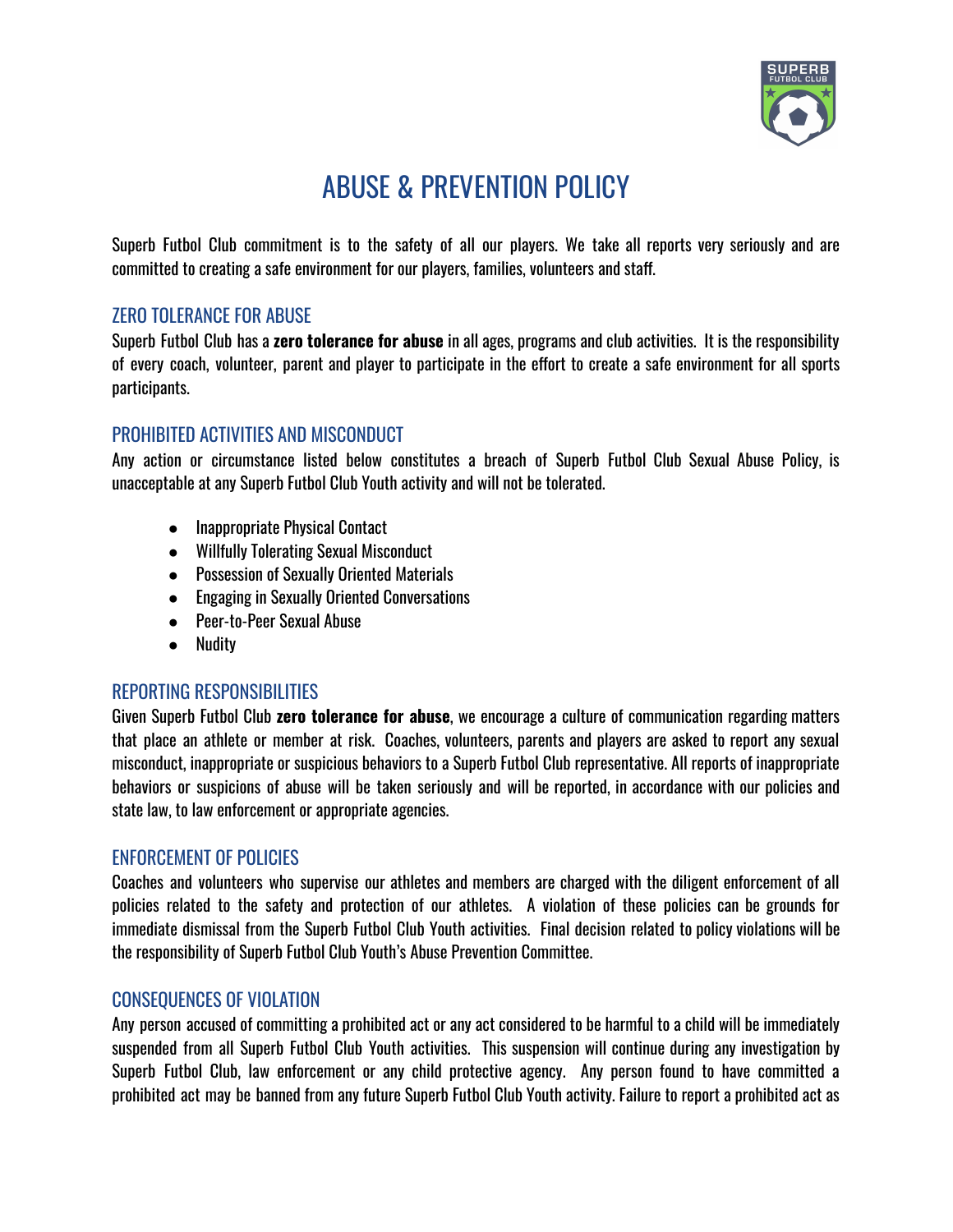# ABUSE & PREVENTION POLICY

Superb Futbol Club commitment is to the safety of all our players. We take all reports very seriously and are committed to creating a safe environment for our players, families, volunteers and staff.

## ZERO TOLERANCE FOR ABUSE

Superb Futbol Club has a **zero tolerance for abuse** in all ages, programs and club activities. It is the responsibility of every coach, volunteer, parent and player to participate in the effort to create a safe environment for all sports participants.

## PROHIBITED ACTIVITIES AND MISCONDUCT

Any action or circumstance listed below constitutes a breach of Superb Futbol Club Sexual Abuse Policy, is unacceptable at any Superb Futbol Club Youth activity and will not be tolerated.

- Inappropriate Physical Contact
- Willfully Tolerating Sexual Misconduct
- Possession of Sexually Oriented Materials
- Engaging in Sexually Oriented Conversations
- Peer-to-Peer Sexual Abuse
- Nudity

## REPORTING RESPONSIBILITIES

Given Superb Futbol Club **zero tolerance for abuse**, we encourage a culture of communication regarding matters that place an athlete or member at risk. Coaches, volunteers, parents and players are asked to report any sexual misconduct, inappropriate or suspicious behaviors to a Superb Futbol Club representative. All reports of inappropriate behaviors or suspicions of abuse will be taken seriously and will be reported, in accordance with our policies and state law, to law enforcement or appropriate agencies.

## ENFORCEMENT OF POLICIES

Coaches and volunteers who supervise our athletes and members are charged with the diligent enforcement of all policies related to the safety and protection of our athletes. A violation of these policies can be grounds for immediate dismissal from the Superb Futbol Club Youth activities. Final decision related to policy violations will be the responsibility of Superb Futbol Club Youth's Abuse Prevention Committee.

## CONSEQUENCES OF VIOLATION

Any person accused of committing a prohibited act or any act considered to be harmful to a child will be immediately suspended from all Superb Futbol Club Youth activities. This suspension will continue during any investigation by Superb Futbol Club, law enforcement or any child protective agency. Any person found to have committed a prohibited act may be banned from any future Superb Futbol Club Youth activity. Failure to report a prohibited act as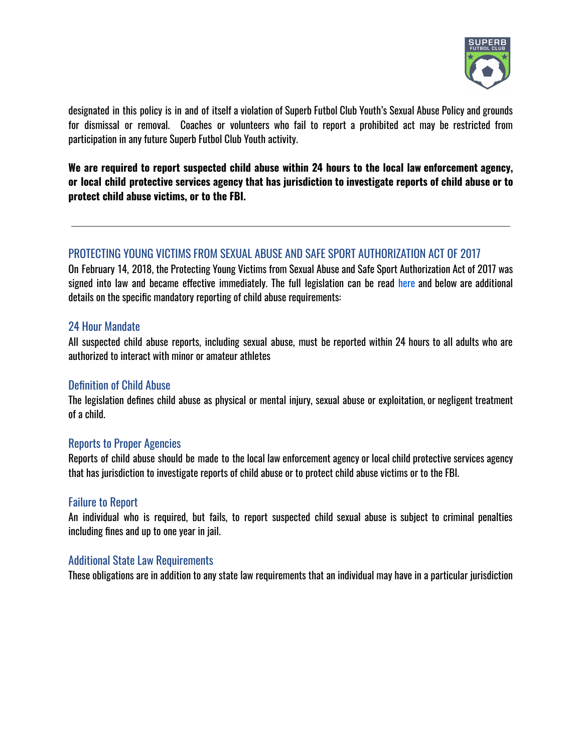designated in this policy is in and of itself a violation of Superb Futbol Club Youth's Sexual Abuse Policy and grounds for dismissal or removal. Coaches or volunteers who fail to report a prohibited act may be restricted from participation in any future Superb Futbol Club Youth activity.

**We are required to report suspected child abuse within 24 hours to the local law enforcement agency, or local child protective services agency that has jurisdiction to investigate reports of child abuse or to protect child abuse victims, or to the FBI.**

---

## PROTECTING YOUNG VICTIMS FROM SEXUAL ABUSE AND SAFE SPORT AUTHORIZATION ACT OF 2017

On February 14, 2018, the Protecting Young Victims from Sexual Abuse and Safe Sport Authorization Act of 2017 was signed into law and became effective immediately. The full legislation can be read here and below are additional details on the specific mandatory reporting of child abuse requirements:

### 24 Hour Mandate

All suspected child abuse reports, including sexual abuse, must be reported within 24 hours to all adults who are authorized to interact with minor or amateur athletes

### Definition of Child Abuse

The legislation defines child abuse as physical or mental injury, sexual abuse or exploitation, or negligent treatment of a child.

### Reports to Proper Agencies

Reports of child abuse should be made to the local law enforcement agency or local child protective services agency that has jurisdiction to investigate reports of child abuse or to protect child abuse victims or to the FBI.

### Failure to Report

An individual who is required, but fails, to report suspected child sexual abuse is subject to criminal penalties including fines and up to one year in jail.

### Additional State Law Requirements

These obligations are in addition to any state law requirements that an individual may have in a particular jurisdiction